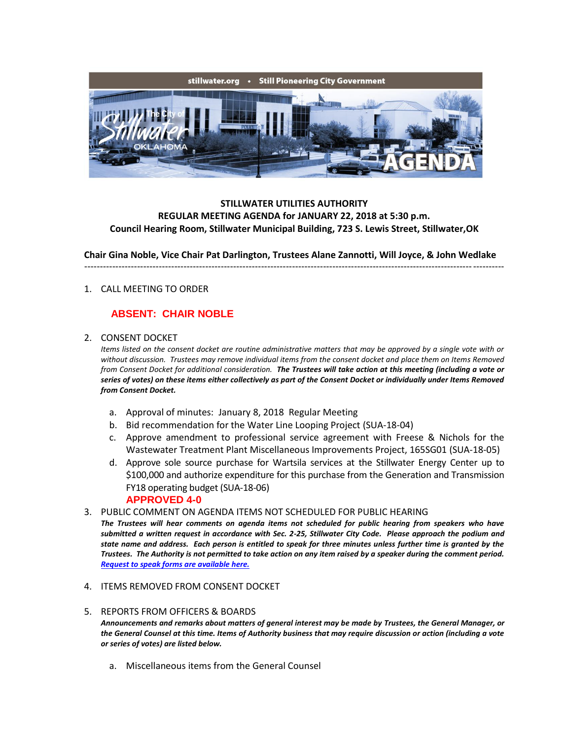stillwater.org • Still Pioneering City Government

The City of Stillwater OKLAHOMA AGENDA

**STILLWATER UTILITIES AUTHORITY**
**REGULAR MEETING AGENDA for JANUARY 22, 2018 at 5:30 p.m.**
**Council Hearing Room, Stillwater Municipal Building, 723 S. Lewis Street, Stillwater,OK**

**Chair Gina Noble, Vice Chair Pat Darlington, Trustees Alane Zannotti, Will Joyce, & John Wedlake**

---

1. CALL MEETING TO ORDER

   **ABSENT: CHAIR NOBLE**

2. CONSENT DOCKET

   *Items listed on the consent docket are routine administrative matters that may be approved by a single vote with or without discussion. Trustees may remove individual items from the consent docket and place them on Items Removed from Consent Docket for additional consideration.* ***The Trustees will take action at this meeting (including a vote or series of votes) on these items either collectively as part of the Consent Docket or individually under Items Removed from Consent Docket.***

   a. Approval of minutes: January 8, 2018 Regular Meeting
   b. Bid recommendation for the Water Line Looping Project (SUA-18-04)
   c. Approve amendment to professional service agreement with Freese & Nichols for the Wastewater Treatment Plant Miscellaneous Improvements Project, 165SG01 (SUA-18-05)
   d. Approve sole source purchase for Wartsila services at the Stillwater Energy Center up to $100,000 and authorize expenditure for this purchase from the Generation and Transmission FY18 operating budget (SUA-18-06)

   **APPROVED 4-0**

3. PUBLIC COMMENT ON AGENDA ITEMS NOT SCHEDULED FOR PUBLIC HEARING

   ***The Trustees will hear comments on agenda items not scheduled for public hearing from speakers who have submitted a written request in accordance with Sec. 2-25, Stillwater City Code. Please approach the podium and state name and address. Each person is entitled to speak for three minutes unless further time is granted by the Trustees. The Authority is not permitted to take action on any item raised by a speaker during the comment period. Request to speak forms are available here.***

4. ITEMS REMOVED FROM CONSENT DOCKET

5. REPORTS FROM OFFICERS & BOARDS

   ***Announcements and remarks about matters of general interest may be made by Trustees, the General Manager, or the General Counsel at this time. Items of Authority business that may require discussion or action (including a vote or series of votes) are listed below.***

   a. Miscellaneous items from the General Counsel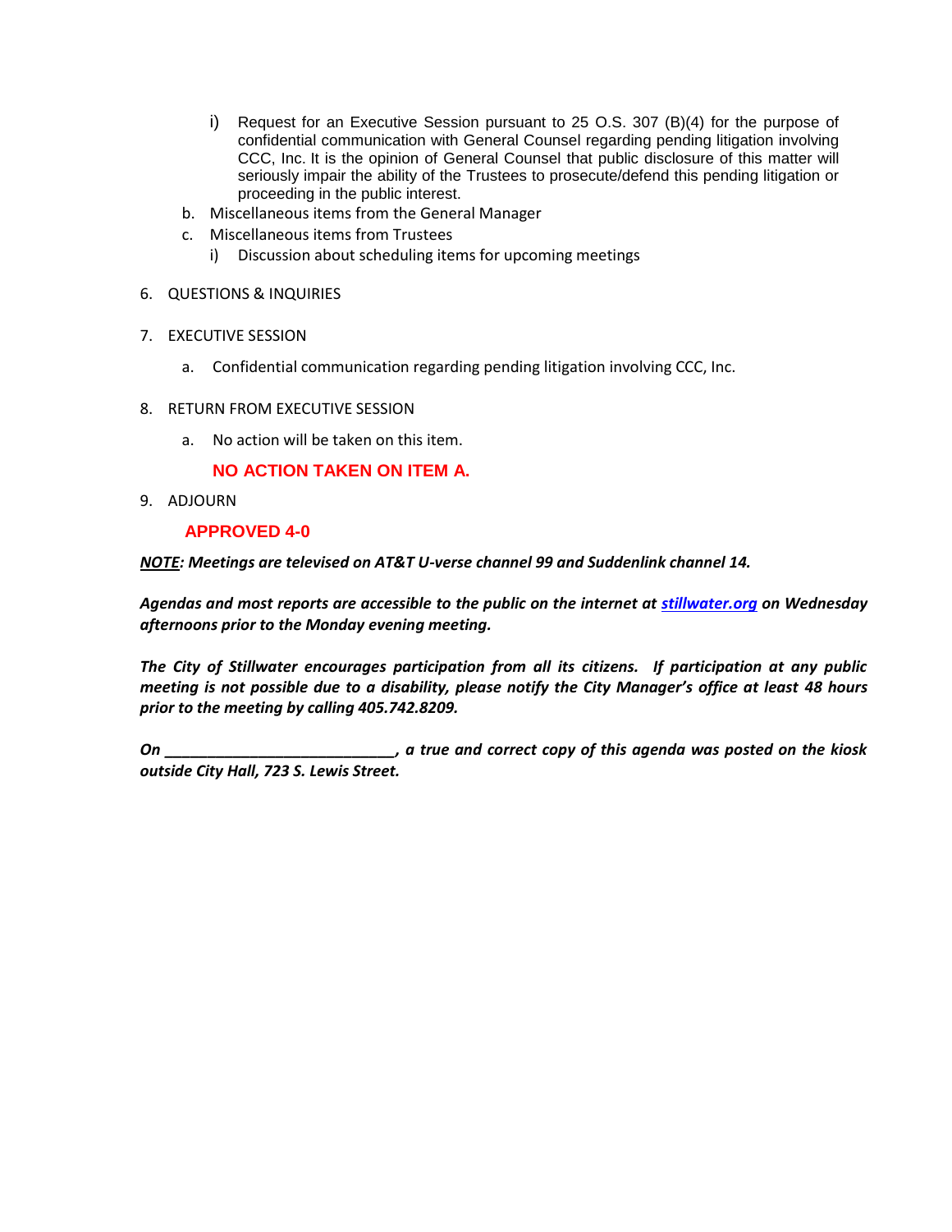i) Request for an Executive Session pursuant to 25 O.S. 307 (B)(4) for the purpose of confidential communication with General Counsel regarding pending litigation involving CCC, Inc. It is the opinion of General Counsel that public disclosure of this matter will seriously impair the ability of the Trustees to prosecute/defend this pending litigation or proceeding in the public interest.

  b. Miscellaneous items from the General Manager

  c. Miscellaneous items from Trustees

    i) Discussion about scheduling items for upcoming meetings

6. QUESTIONS & INQUIRIES

7. EXECUTIVE SESSION

   a. Confidential communication regarding pending litigation involving CCC, Inc.

8. RETURN FROM EXECUTIVE SESSION

   a. No action will be taken on this item.

   **NO ACTION TAKEN ON ITEM A.**

9. ADJOURN

   **APPROVED 4-0**

***NOTE*: Meetings are televised on AT&T U-verse channel 99 and Suddenlink channel 14.**

***Agendas and most reports are accessible to the public on the internet at stillwater.org on Wednesday afternoons prior to the Monday evening meeting.***

***The City of Stillwater encourages participation from all its citizens. If participation at any public meeting is not possible due to a disability, please notify the City Manager's office at least 48 hours prior to the meeting by calling 405.742.8209.***

***On ___________________________, a true and correct copy of this agenda was posted on the kiosk outside City Hall, 723 S. Lewis Street.***